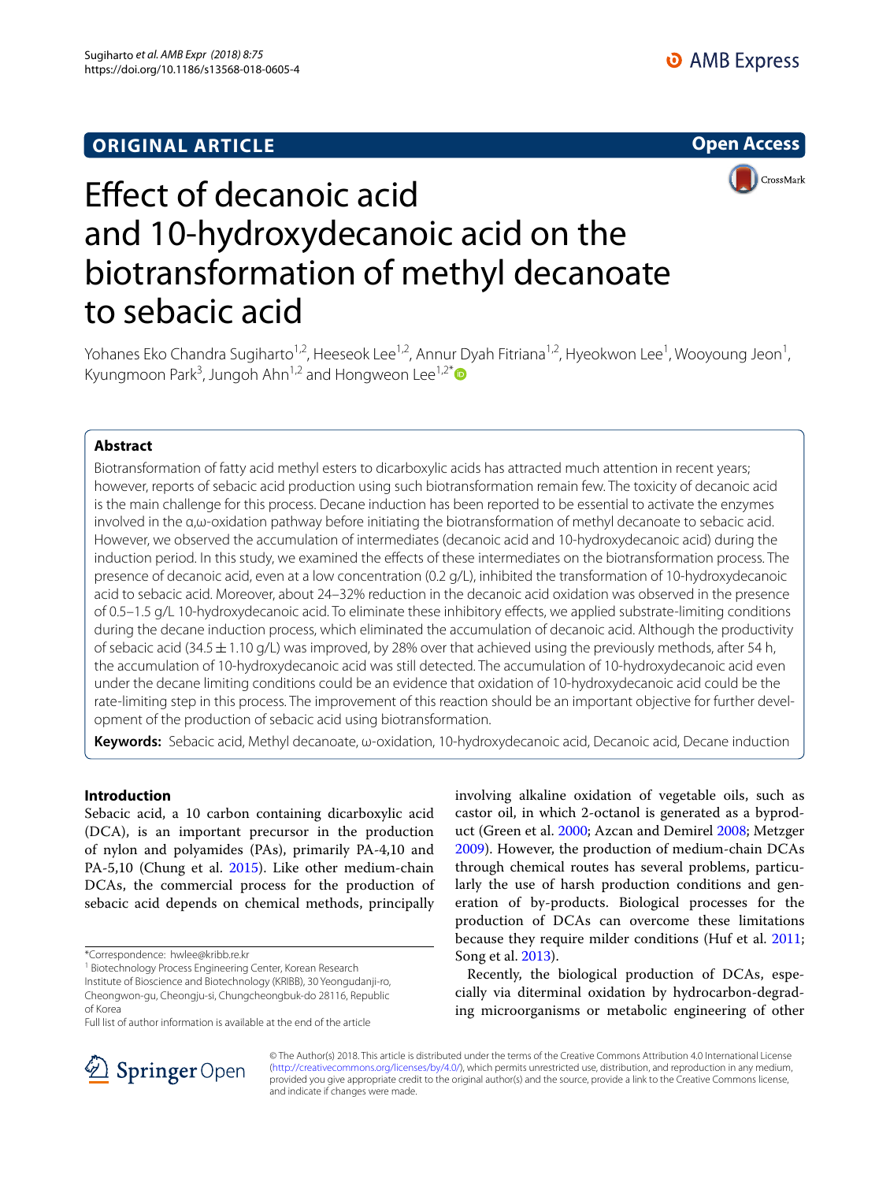ORIGINAL ARTICLE

Open Access

# Effect of decanoic acid and 10-hydroxydecanoic acid on the biotransformation of methyl decanoate to sebacic acid

Yohanes Eko Chandra Sugiharto[1,2], Heeseok Lee[1,2], Annur Dyah Fitriana[1,2], Hyeokwon Lee[1], Wooyoung Jeon[1], Kyungmoon Park[3], Jungoh Ahn[1,2] and Hongweon Lee[1,2*]

## Abstract

Biotransformation of fatty acid methyl esters to dicarboxylic acids has attracted much attention in recent years; however, reports of sebacic acid production using such biotransformation remain few. The toxicity of decanoic acid is the main challenge for this process. Decane induction has been reported to be essential to activate the enzymes involved in the α,ω-oxidation pathway before initiating the biotransformation of methyl decanoate to sebacic acid. However, we observed the accumulation of intermediates (decanoic acid and 10-hydroxydecanoic acid) during the induction period. In this study, we examined the effects of these intermediates on the biotransformation process. The presence of decanoic acid, even at a low concentration (0.2 g/L), inhibited the transformation of 10-hydroxydecanoic acid to sebacic acid. Moreover, about 24–32% reduction in the decanoic acid oxidation was observed in the presence of 0.5–1.5 g/L 10-hydroxydecanoic acid. To eliminate these inhibitory effects, we applied substrate-limiting conditions during the decane induction process, which eliminated the accumulation of decanoic acid. Although the productivity of sebacic acid (34.5 ± 1.10 g/L) was improved, by 28% over that achieved using the previously methods, after 54 h, the accumulation of 10-hydroxydecanoic acid was still detected. The accumulation of 10-hydroxydecanoic acid even under the decane limiting conditions could be an evidence that oxidation of 10-hydroxydecanoic acid could be the rate-limiting step in this process. The improvement of this reaction should be an important objective for further development of the production of sebacic acid using biotransformation.

**Keywords:** Sebacic acid, Methyl decanoate, ω-oxidation, 10-hydroxydecanoic acid, Decanoic acid, Decane induction

## Introduction

Sebacic acid, a 10 carbon containing dicarboxylic acid (DCA), is an important precursor in the production of nylon and polyamides (PAs), primarily PA-4,10 and PA-5,10 (Chung et al. 2015). Like other medium-chain DCAs, the commercial process for the production of sebacic acid depends on chemical methods, principally involving alkaline oxidation of vegetable oils, such as castor oil, in which 2-octanol is generated as a byproduct (Green et al. 2000; Azcan and Demirel 2008; Metzger 2009). However, the production of medium-chain DCAs through chemical routes has several problems, particularly the use of harsh production conditions and generation of by-products. Biological processes for the production of DCAs can overcome these limitations because they require milder conditions (Huf et al. 2011; Song et al. 2013).

Recently, the biological production of DCAs, especially via diterminal oxidation by hydrocarbon-degrading microorganisms or metabolic engineering of other

*Correspondence: hwlee@kribb.re.kr

[1] Biotechnology Process Engineering Center, Korean Research Institute of Bioscience and Biotechnology (KRIBB), 30 Yeongudanji-ro, Cheongwon-gu, Cheongju-si, Chungcheongbuk-do 28116, Republic of Korea

Full list of author information is available at the end of the article

© The Author(s) 2018. This article is distributed under the terms of the Creative Commons Attribution 4.0 International License (http://creativecommons.org/licenses/by/4.0/), which permits unrestricted use, distribution, and reproduction in any medium, provided you give appropriate credit to the original author(s) and the source, provide a link to the Creative Commons license, and indicate if changes were made.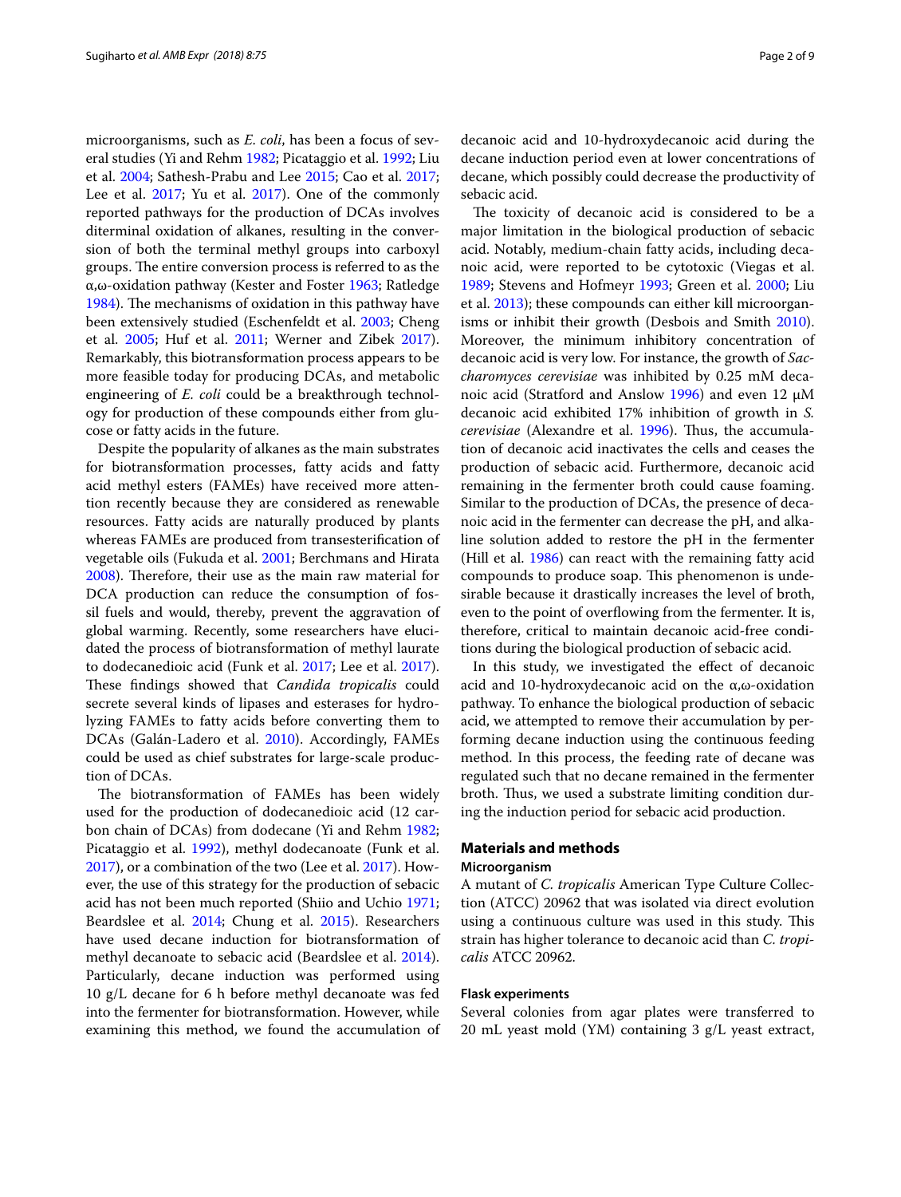microorganisms, such as *E. coli*, has been a focus of several studies (Yi and Rehm 1982; Picataggio et al. 1992; Liu et al. 2004; Sathesh-Prabu and Lee 2015; Cao et al. 2017; Lee et al. 2017; Yu et al. 2017). One of the commonly reported pathways for the production of DCAs involves diterminal oxidation of alkanes, resulting in the conversion of both the terminal methyl groups into carboxyl groups. The entire conversion process is referred to as the α,ω-oxidation pathway (Kester and Foster 1963; Ratledge 1984). The mechanisms of oxidation in this pathway have been extensively studied (Eschenfeldt et al. 2003; Cheng et al. 2005; Huf et al. 2011; Werner and Zibek 2017). Remarkably, this biotransformation process appears to be more feasible today for producing DCAs, and metabolic engineering of *E. coli* could be a breakthrough technology for production of these compounds either from glucose or fatty acids in the future.

Despite the popularity of alkanes as the main substrates for biotransformation processes, fatty acids and fatty acid methyl esters (FAMEs) have received more attention recently because they are considered as renewable resources. Fatty acids are naturally produced by plants whereas FAMEs are produced from transesterification of vegetable oils (Fukuda et al. 2001; Berchmans and Hirata 2008). Therefore, their use as the main raw material for DCA production can reduce the consumption of fossil fuels and would, thereby, prevent the aggravation of global warming. Recently, some researchers have elucidated the process of biotransformation of methyl laurate to dodecanedioic acid (Funk et al. 2017; Lee et al. 2017). These findings showed that *Candida tropicalis* could secrete several kinds of lipases and esterases for hydrolyzing FAMEs to fatty acids before converting them to DCAs (Galán-Ladero et al. 2010). Accordingly, FAMEs could be used as chief substrates for large-scale production of DCAs.

The biotransformation of FAMEs has been widely used for the production of dodecanedioic acid (12 carbon chain of DCAs) from dodecane (Yi and Rehm 1982; Picataggio et al. 1992), methyl dodecanoate (Funk et al. 2017), or a combination of the two (Lee et al. 2017). However, the use of this strategy for the production of sebacic acid has not been much reported (Shiio and Uchio 1971; Beardslee et al. 2014; Chung et al. 2015). Researchers have used decane induction for biotransformation of methyl decanoate to sebacic acid (Beardslee et al. 2014). Particularly, decane induction was performed using 10 g/L decane for 6 h before methyl decanoate was fed into the fermenter for biotransformation. However, while examining this method, we found the accumulation of decanoic acid and 10-hydroxydecanoic acid during the decane induction period even at lower concentrations of decane, which possibly could decrease the productivity of sebacic acid.

The toxicity of decanoic acid is considered to be a major limitation in the biological production of sebacic acid. Notably, medium-chain fatty acids, including decanoic acid, were reported to be cytotoxic (Viegas et al. 1989; Stevens and Hofmeyr 1993; Green et al. 2000; Liu et al. 2013); these compounds can either kill microorganisms or inhibit their growth (Desbois and Smith 2010). Moreover, the minimum inhibitory concentration of decanoic acid is very low. For instance, the growth of *Saccharomyces cerevisiae* was inhibited by 0.25 mM decanoic acid (Stratford and Anslow 1996) and even 12 μM decanoic acid exhibited 17% inhibition of growth in *S. cerevisiae* (Alexandre et al. 1996). Thus, the accumulation of decanoic acid inactivates the cells and ceases the production of sebacic acid. Furthermore, decanoic acid remaining in the fermenter broth could cause foaming. Similar to the production of DCAs, the presence of decanoic acid in the fermenter can decrease the pH, and alkaline solution added to restore the pH in the fermenter (Hill et al. 1986) can react with the remaining fatty acid compounds to produce soap. This phenomenon is undesirable because it drastically increases the level of broth, even to the point of overflowing from the fermenter. It is, therefore, critical to maintain decanoic acid-free conditions during the biological production of sebacic acid.

In this study, we investigated the effect of decanoic acid and 10-hydroxydecanoic acid on the α,ω-oxidation pathway. To enhance the biological production of sebacic acid, we attempted to remove their accumulation by performing decane induction using the continuous feeding method. In this process, the feeding rate of decane was regulated such that no decane remained in the fermenter broth. Thus, we used a substrate limiting condition during the induction period for sebacic acid production.

## Materials and methods

### Microorganism

A mutant of *C. tropicalis* American Type Culture Collection (ATCC) 20962 that was isolated via direct evolution using a continuous culture was used in this study. This strain has higher tolerance to decanoic acid than *C. tropicalis* ATCC 20962.

### Flask experiments

Several colonies from agar plates were transferred to 20 mL yeast mold (YM) containing 3 g/L yeast extract,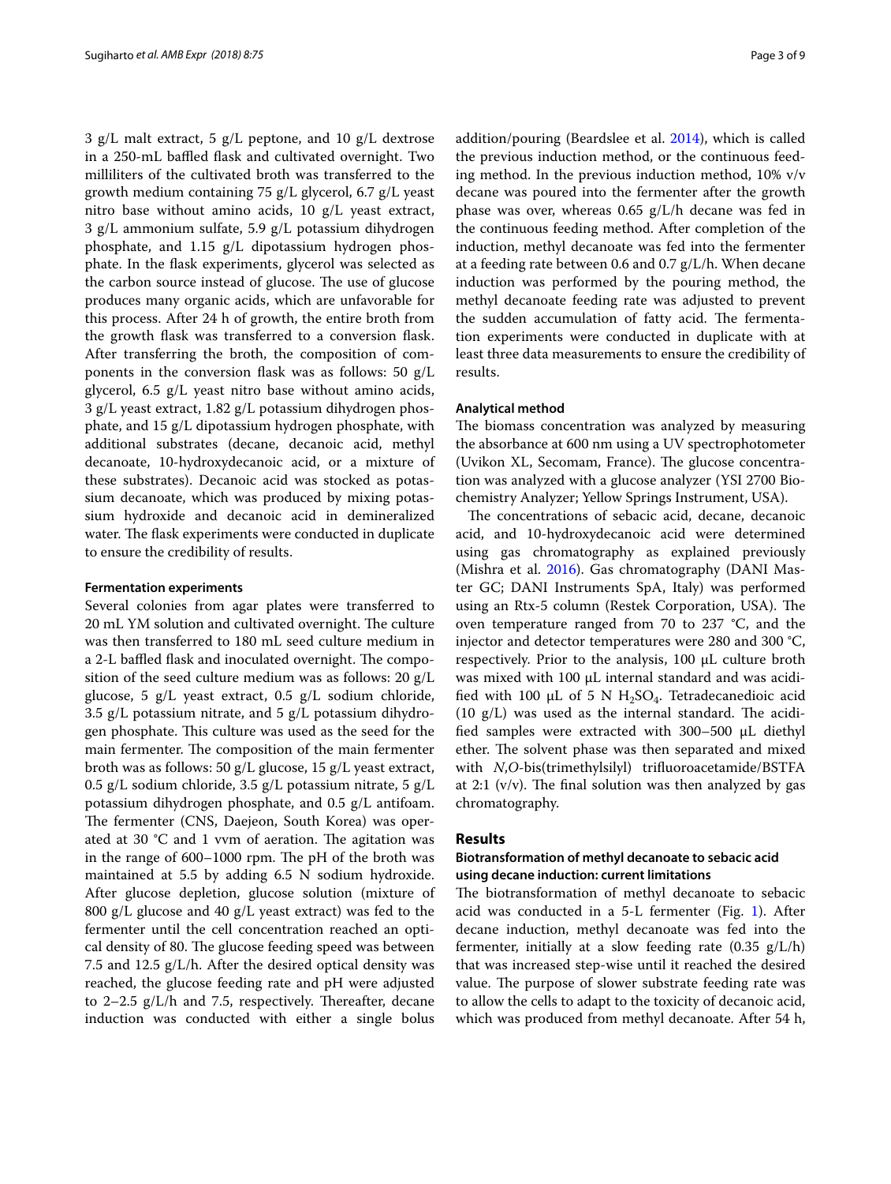3 g/L malt extract, 5 g/L peptone, and 10 g/L dextrose in a 250-mL baffled flask and cultivated overnight. Two milliliters of the cultivated broth was transferred to the growth medium containing 75 g/L glycerol, 6.7 g/L yeast nitro base without amino acids, 10 g/L yeast extract, 3 g/L ammonium sulfate, 5.9 g/L potassium dihydrogen phosphate, and 1.15 g/L dipotassium hydrogen phosphate. In the flask experiments, glycerol was selected as the carbon source instead of glucose. The use of glucose produces many organic acids, which are unfavorable for this process. After 24 h of growth, the entire broth from the growth flask was transferred to a conversion flask. After transferring the broth, the composition of components in the conversion flask was as follows: 50 g/L glycerol, 6.5 g/L yeast nitro base without amino acids, 3 g/L yeast extract, 1.82 g/L potassium dihydrogen phosphate, and 15 g/L dipotassium hydrogen phosphate, with additional substrates (decane, decanoic acid, methyl decanoate, 10-hydroxydecanoic acid, or a mixture of these substrates). Decanoic acid was stocked as potassium decanoate, which was produced by mixing potassium hydroxide and decanoic acid in demineralized water. The flask experiments were conducted in duplicate to ensure the credibility of results.

#### Fermentation experiments

Several colonies from agar plates were transferred to 20 mL YM solution and cultivated overnight. The culture was then transferred to 180 mL seed culture medium in a 2-L baffled flask and inoculated overnight. The composition of the seed culture medium was as follows: 20 g/L glucose, 5 g/L yeast extract, 0.5 g/L sodium chloride, 3.5 g/L potassium nitrate, and 5 g/L potassium dihydrogen phosphate. This culture was used as the seed for the main fermenter. The composition of the main fermenter broth was as follows: 50 g/L glucose, 15 g/L yeast extract, 0.5 g/L sodium chloride, 3.5 g/L potassium nitrate, 5 g/L potassium dihydrogen phosphate, and 0.5 g/L antifoam. The fermenter (CNS, Daejeon, South Korea) was operated at 30 °C and 1 vvm of aeration. The agitation was in the range of 600–1000 rpm. The pH of the broth was maintained at 5.5 by adding 6.5 N sodium hydroxide. After glucose depletion, glucose solution (mixture of 800 g/L glucose and 40 g/L yeast extract) was fed to the fermenter until the cell concentration reached an optical density of 80. The glucose feeding speed was between 7.5 and 12.5 g/L/h. After the desired optical density was reached, the glucose feeding rate and pH were adjusted to 2–2.5 g/L/h and 7.5, respectively. Thereafter, decane induction was conducted with either a single bolus addition/pouring (Beardslee et al. 2014), which is called the previous induction method, or the continuous feeding method. In the previous induction method, 10% v/v decane was poured into the fermenter after the growth phase was over, whereas 0.65 g/L/h decane was fed in the continuous feeding method. After completion of the induction, methyl decanoate was fed into the fermenter at a feeding rate between 0.6 and 0.7 g/L/h. When decane induction was performed by the pouring method, the methyl decanoate feeding rate was adjusted to prevent the sudden accumulation of fatty acid. The fermentation experiments were conducted in duplicate with at least three data measurements to ensure the credibility of results.

#### Analytical method

The biomass concentration was analyzed by measuring the absorbance at 600 nm using a UV spectrophotometer (Uvikon XL, Secomam, France). The glucose concentration was analyzed with a glucose analyzer (YSI 2700 Biochemistry Analyzer; Yellow Springs Instrument, USA).

The concentrations of sebacic acid, decane, decanoic acid, and 10-hydroxydecanoic acid were determined using gas chromatography as explained previously (Mishra et al. 2016). Gas chromatography (DANI Master GC; DANI Instruments SpA, Italy) was performed using an Rtx-5 column (Restek Corporation, USA). The oven temperature ranged from 70 to 237 °C, and the injector and detector temperatures were 280 and 300 °C, respectively. Prior to the analysis, 100 μL culture broth was mixed with 100 μL internal standard and was acidified with 100 μL of 5 N $H_2SO_4$. Tetradecanedioic acid (10 g/L) was used as the internal standard. The acidified samples were extracted with 300–500 μL diethyl ether. The solvent phase was then separated and mixed with *N*,*O*-bis(trimethylsilyl) trifluoroacetamide/BSTFA at 2:1 (v/v). The final solution was then analyzed by gas chromatography.

## Results

### Biotransformation of methyl decanoate to sebacic acid using decane induction: current limitations

The biotransformation of methyl decanoate to sebacic acid was conducted in a 5-L fermenter (Fig. 1). After decane induction, methyl decanoate was fed into the fermenter, initially at a slow feeding rate (0.35 g/L/h) that was increased step-wise until it reached the desired value. The purpose of slower substrate feeding rate was to allow the cells to adapt to the toxicity of decanoic acid, which was produced from methyl decanoate. After 54 h,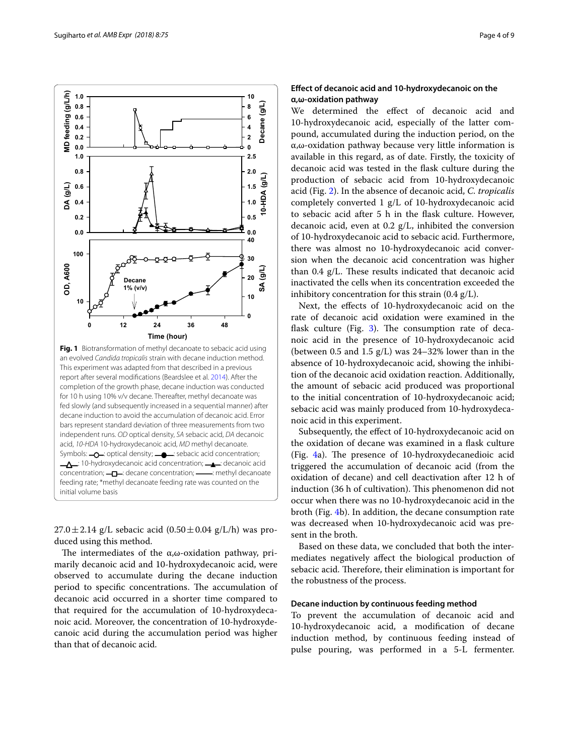**Fig. 1** Biotransformation of methyl decanoate to sebacic acid using an evolved *Candida tropicalis* strain with decane induction method. This experiment was adapted from that described in a previous report after several modifications (Beardslee et al. 2014). After the completion of the growth phase, decane induction was conducted for 10 h using 10% v/v decane. Thereafter, methyl decanoate was fed slowly (and subsequently increased in a sequential manner) after decane induction to avoid the accumulation of decanoic acid. Error bars represent standard deviation of three measurements from two independent runs. *OD* optical density, *SA* sebacic acid, *DA* decanoic acid, *10-HDA* 10-hydroxydecanoic acid, *MD* methyl decanoate. Symbols: —○—: optical density; —●—: sebacic acid concentration; —△—: 10-hydroxydecanoic acid concentration; —▲—: decanoic acid concentration; —□—: decane concentration; ——: methyl decanoate feeding rate; *methyl decanoate feeding rate was counted on the initial volume basis

$27.0 \pm 2.14$ g/L sebacic acid ($0.50 \pm 0.04$ g/L/h) was produced using this method.

The intermediates of the α,ω-oxidation pathway, primarily decanoic acid and 10-hydroxydecanoic acid, were observed to accumulate during the decane induction period to specific concentrations. The accumulation of decanoic acid occurred in a shorter time compared to that required for the accumulation of 10-hydroxydecanoic acid. Moreover, the concentration of 10-hydroxydecanoic acid during the accumulation period was higher than that of decanoic acid.

### Effect of decanoic acid and 10-hydroxydecanoic on the α,ω-oxidation pathway

We determined the effect of decanoic acid and 10-hydroxydecanoic acid, especially of the latter compound, accumulated during the induction period, on the α,ω-oxidation pathway because very little information is available in this regard, as of date. Firstly, the toxicity of decanoic acid was tested in the flask culture during the production of sebacic acid from 10-hydroxydecanoic acid (Fig. 2). In the absence of decanoic acid, *C. tropicalis* completely converted 1 g/L of 10-hydroxydecanoic acid to sebacic acid after 5 h in the flask culture. However, decanoic acid, even at 0.2 g/L, inhibited the conversion of 10-hydroxydecanoic acid to sebacic acid. Furthermore, there was almost no 10-hydroxydecanoic acid conversion when the decanoic acid concentration was higher than 0.4 g/L. These results indicated that decanoic acid inactivated the cells when its concentration exceeded the inhibitory concentration for this strain (0.4 g/L).

Next, the effects of 10-hydroxydecanoic acid on the rate of decanoic acid oxidation were examined in the flask culture (Fig. 3). The consumption rate of decanoic acid in the presence of 10-hydroxydecanoic acid (between 0.5 and 1.5 g/L) was 24–32% lower than in the absence of 10-hydroxydecanoic acid, showing the inhibition of the decanoic acid oxidation reaction. Additionally, the amount of sebacic acid produced was proportional to the initial concentration of 10-hydroxydecanoic acid; sebacic acid was mainly produced from 10-hydroxydecanoic acid in this experiment.

Subsequently, the effect of 10-hydroxydecanoic acid on the oxidation of decane was examined in a flask culture (Fig. 4a). The presence of 10-hydroxydecanedioic acid triggered the accumulation of decanoic acid (from the oxidation of decane) and cell deactivation after 12 h of induction (36 h of cultivation). This phenomenon did not occur when there was no 10-hydroxydecanoic acid in the broth (Fig. 4b). In addition, the decane consumption rate was decreased when 10-hydroxydecanoic acid was present in the broth.

Based on these data, we concluded that both the intermediates negatively affect the biological production of sebacic acid. Therefore, their elimination is important for the robustness of the process.

### Decane induction by continuous feeding method

To prevent the accumulation of decanoic acid and 10-hydroxydecanoic acid, a modification of decane induction method, by continuous feeding instead of pulse pouring, was performed in a 5-L fermenter.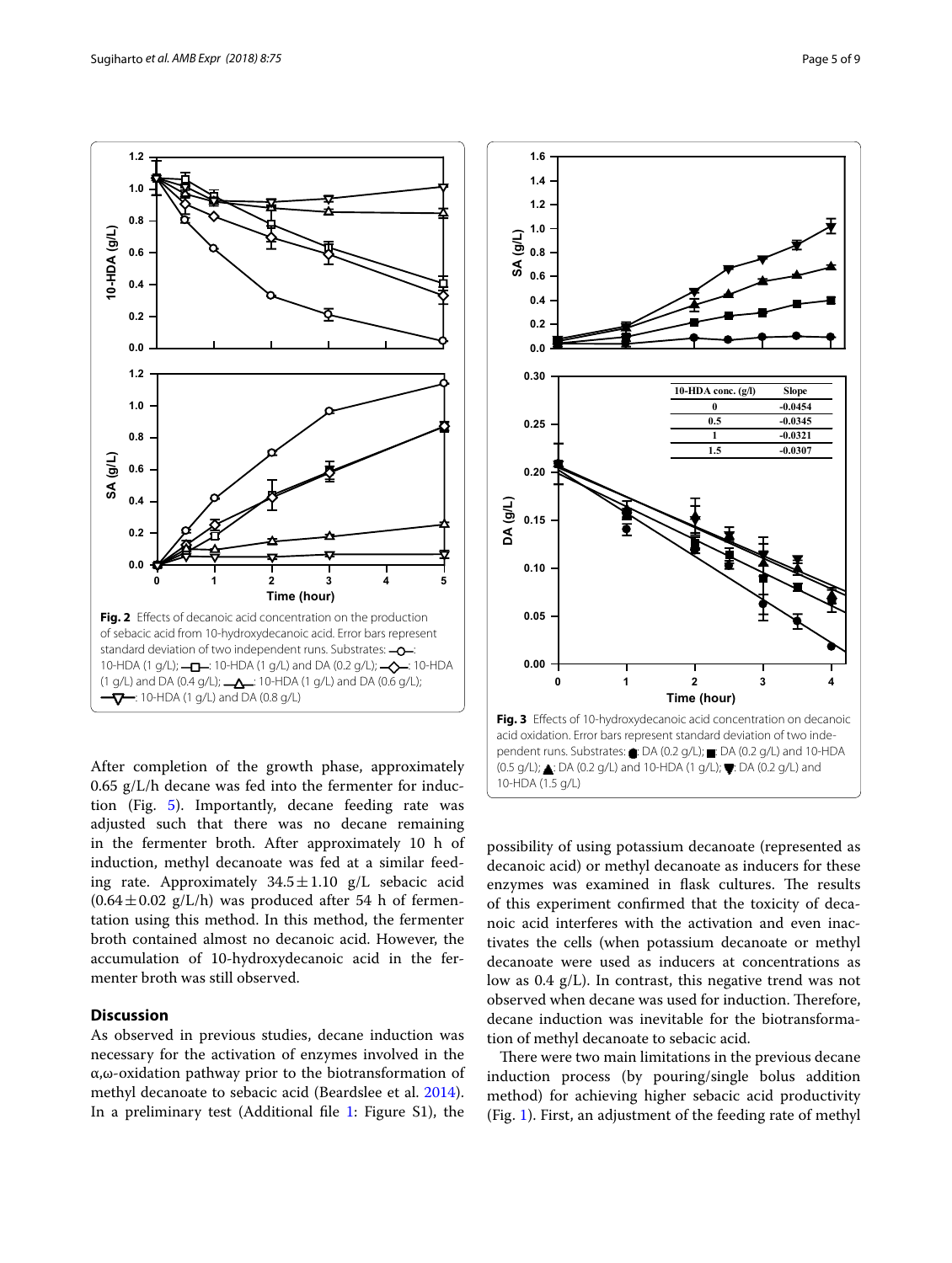Fig. 2 Effects of decanoic acid concentration on the production of sebacic acid from 10-hydroxydecanoic acid. Error bars represent standard deviation of two independent runs. Substrates: ○: 10-HDA (1 g/L); □: 10-HDA (1 g/L) and DA (0.2 g/L); ◇: 10-HDA (1 g/L) and DA (0.4 g/L); △: 10-HDA (1 g/L) and DA (0.6 g/L); ▽: 10-HDA (1 g/L) and DA (0.8 g/L)

| 10-HDA conc. (g/l) | Slope |
|---|---|
| 0 | -0.0454 |
| 0.5 | -0.0345 |
| 1 | -0.0321 |
| 1.5 | -0.0307 |

Fig. 3 Effects of 10-hydroxydecanoic acid concentration on decanoic acid oxidation. Error bars represent standard deviation of two independent runs. Substrates: ●: DA (0.2 g/L); ■: DA (0.2 g/L) and 10-HDA (0.5 g/L); ▲: DA (0.2 g/L) and 10-HDA (1 g/L); ▼: DA (0.2 g/L) and 10-HDA (1.5 g/L)

After completion of the growth phase, approximately 0.65 g/L/h decane was fed into the fermenter for induction (Fig. 5). Importantly, decane feeding rate was adjusted such that there was no decane remaining in the fermenter broth. After approximately 10 h of induction, methyl decanoate was fed at a similar feeding rate. Approximately $34.5 \pm 1.10$ g/L sebacic acid ($0.64 \pm 0.02$ g/L/h) was produced after 54 h of fermentation using this method. In this method, the fermenter broth contained almost no decanoic acid. However, the accumulation of 10-hydroxydecanoic acid in the fermenter broth was still observed.

## Discussion

As observed in previous studies, decane induction was necessary for the activation of enzymes involved in the α,ω-oxidation pathway prior to the biotransformation of methyl decanoate to sebacic acid (Beardslee et al. 2014). In a preliminary test (Additional file 1: Figure S1), the possibility of using potassium decanoate (represented as decanoic acid) or methyl decanoate as inducers for these enzymes was examined in flask cultures. The results of this experiment confirmed that the toxicity of decanoic acid interferes with the activation and even inactivates the cells (when potassium decanoate or methyl decanoate were used as inducers at concentrations as low as 0.4 g/L). In contrast, this negative trend was not observed when decane was used for induction. Therefore, decane induction was inevitable for the biotransformation of methyl decanoate to sebacic acid.

There were two main limitations in the previous decane induction process (by pouring/single bolus addition method) for achieving higher sebacic acid productivity (Fig. 1). First, an adjustment of the feeding rate of methyl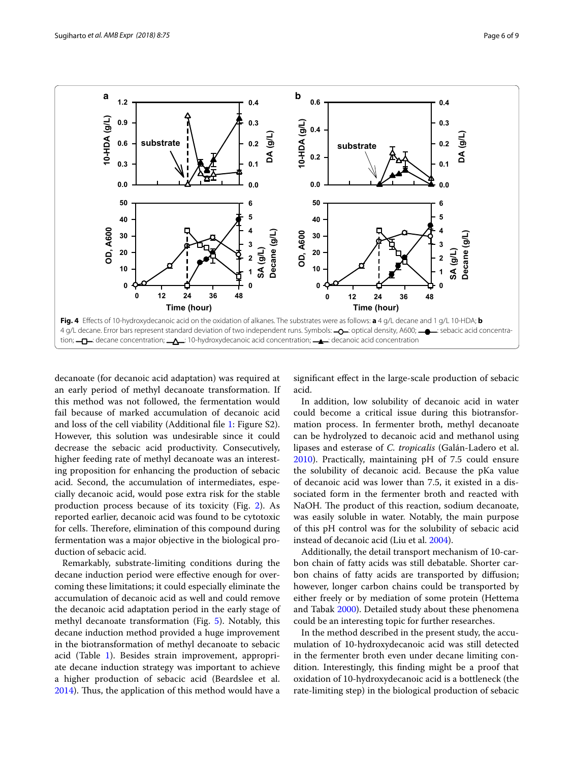**Fig. 4** Effects of 10-hydroxydecanoic acid on the oxidation of alkanes. The substrates were as follows: **a** 4 g/L decane and 1 g/L 10-HDA; **b** 4 g/L decane. Error bars represent standard deviation of two independent runs. Symbols: —○—: optical density, A600; —●—: sebacic acid concentration; —□—: decane concentration; —△—: 10-hydroxydecanoic acid concentration; —▲—: decanoic acid concentration

decanoate (for decanoic acid adaptation) was required at an early period of methyl decanoate transformation. If this method was not followed, the fermentation would fail because of marked accumulation of decanoic acid and loss of the cell viability (Additional file 1: Figure S2). However, this solution was undesirable since it could decrease the sebacic acid productivity. Consecutively, higher feeding rate of methyl decanoate was an interesting proposition for enhancing the production of sebacic acid. Second, the accumulation of intermediates, especially decanoic acid, would pose extra risk for the stable production process because of its toxicity (Fig. 2). As reported earlier, decanoic acid was found to be cytotoxic for cells. Therefore, elimination of this compound during fermentation was a major objective in the biological production of sebacic acid.

Remarkably, substrate-limiting conditions during the decane induction period were effective enough for overcoming these limitations; it could especially eliminate the accumulation of decanoic acid as well and could remove the decanoic acid adaptation period in the early stage of methyl decanoate transformation (Fig. 5). Notably, this decane induction method provided a huge improvement in the biotransformation of methyl decanoate to sebacic acid (Table 1). Besides strain improvement, appropriate decane induction strategy was important to achieve a higher production of sebacic acid (Beardslee et al. 2014). Thus, the application of this method would have a significant effect in the large-scale production of sebacic acid.

In addition, low solubility of decanoic acid in water could become a critical issue during this biotransformation process. In fermenter broth, methyl decanoate can be hydrolyzed to decanoic acid and methanol using lipases and esterase of *C. tropicalis* (Galán-Ladero et al. 2010). Practically, maintaining pH of 7.5 could ensure the solubility of decanoic acid. Because the pKa value of decanoic acid was lower than 7.5, it existed in a dissociated form in the fermenter broth and reacted with NaOH. The product of this reaction, sodium decanoate, was easily soluble in water. Notably, the main purpose of this pH control was for the solubility of sebacic acid instead of decanoic acid (Liu et al. 2004).

Additionally, the detail transport mechanism of 10-carbon chain of fatty acids was still debatable. Shorter carbon chains of fatty acids are transported by diffusion; however, longer carbon chains could be transported by either freely or by mediation of some protein (Hettema and Tabak 2000). Detailed study about these phenomena could be an interesting topic for further researches.

In the method described in the present study, the accumulation of 10-hydroxydecanoic acid was still detected in the fermenter broth even under decane limiting condition. Interestingly, this finding might be a proof that oxidation of 10-hydroxydecanoic acid is a bottleneck (the rate-limiting step) in the biological production of sebacic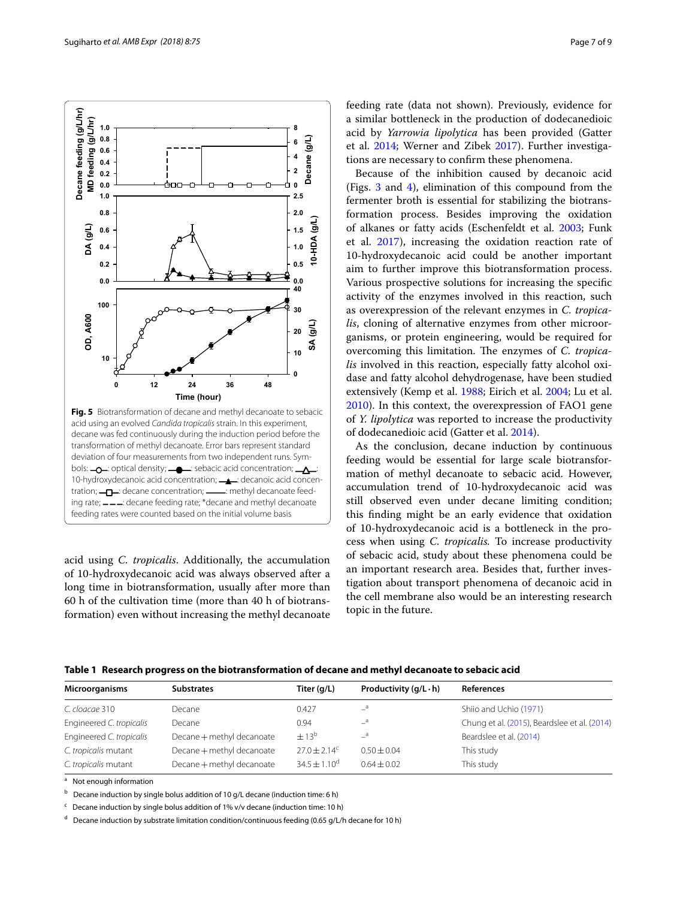**Fig. 5** Biotransformation of decane and methyl decanoate to sebacic acid using an evolved *Candida tropicalis* strain. In this experiment, decane was fed continuously during the induction period before the transformation of methyl decanoate. Error bars represent standard deviation of four measurements from two independent runs. Symbols: —○—: optical density; —●—: sebacic acid concentration; —△—: 10-hydroxydecanoic acid concentration; —▲—: decanoic acid concentration; —□—: decane concentration; ——: methyl decanoate feeding rate; – – –: decane feeding rate; *decane and methyl decanoate feeding rates were counted based on the initial volume basis

acid using *C. tropicalis*. Additionally, the accumulation of 10-hydroxydecanoic acid was always observed after a long time in biotransformation, usually after more than 60 h of the cultivation time (more than 40 h of biotransformation) even without increasing the methyl decanoate feeding rate (data not shown). Previously, evidence for a similar bottleneck in the production of dodecanedioic acid by *Yarrowia lipolytica* has been provided (Gatter et al. 2014; Werner and Zibek 2017). Further investigations are necessary to confirm these phenomena.

Because of the inhibition caused by decanoic acid (Figs. 3 and 4), elimination of this compound from the fermenter broth is essential for stabilizing the biotransformation process. Besides improving the oxidation of alkanes or fatty acids (Eschenfeldt et al. 2003; Funk et al. 2017), increasing the oxidation reaction rate of 10-hydroxydecanoic acid could be another important aim to further improve this biotransformation process. Various prospective solutions for increasing the specific activity of the enzymes involved in this reaction, such as overexpression of the relevant enzymes in *C. tropicalis*, cloning of alternative enzymes from other microorganisms, or protein engineering, would be required for overcoming this limitation. The enzymes of *C. tropicalis* involved in this reaction, especially fatty alcohol oxidase and fatty alcohol dehydrogenase, have been studied extensively (Kemp et al. 1988; Eirich et al. 2004; Lu et al. 2010). In this context, the overexpression of FAO1 gene of *Y. lipolytica* was reported to increase the productivity of dodecanedioic acid (Gatter et al. 2014).

As the conclusion, decane induction by continuous feeding would be essential for large scale biotransformation of methyl decanoate to sebacic acid. However, accumulation trend of 10-hydroxydecanoic acid was still observed even under decane limiting condition; this finding might be an early evidence that oxidation of 10-hydroxydecanoic acid is a bottleneck in the process when using *C. tropicalis.* To increase productivity of sebacic acid, study about these phenomena could be an important research area. Besides that, further investigation about transport phenomena of decanoic acid in the cell membrane also would be an interesting research topic in the future.

**Table 1 Research progress on the biotransformation of decane and methyl decanoate to sebacic acid**

| Microorganisms | Substrates | Titer (g/L) | Productivity (g/L · h) | References |
|---|---|---|---|---|
| *C. cloacae* 310 | Decane | 0.427 | –[a] | Shiio and Uchio (1971) |
| Engineered *C. tropicalis* | Decane | 0.94 | –[a] | Chung et al. (2015), Beardslee et al. (2014) |
| Engineered *C. tropicalis* | Decane + methyl decanoate | ± 13[b] | –[a] | Beardslee et al. (2014) |
| *C. tropicalis* mutant | Decane + methyl decanoate | 27.0 ± 2.14[c] | 0.50 ± 0.04 | This study |
| *C. tropicalis* mutant | Decane + methyl decanoate | 34.5 ± 1.10[d] | 0.64 ± 0.02 | This study |

[a] Not enough information

[b] Decane induction by single bolus addition of 10 g/L decane (induction time: 6 h)

[c] Decane induction by single bolus addition of 1% v/v decane (induction time: 10 h)

[d] Decane induction by substrate limitation condition/continuous feeding (0.65 g/L/h decane for 10 h)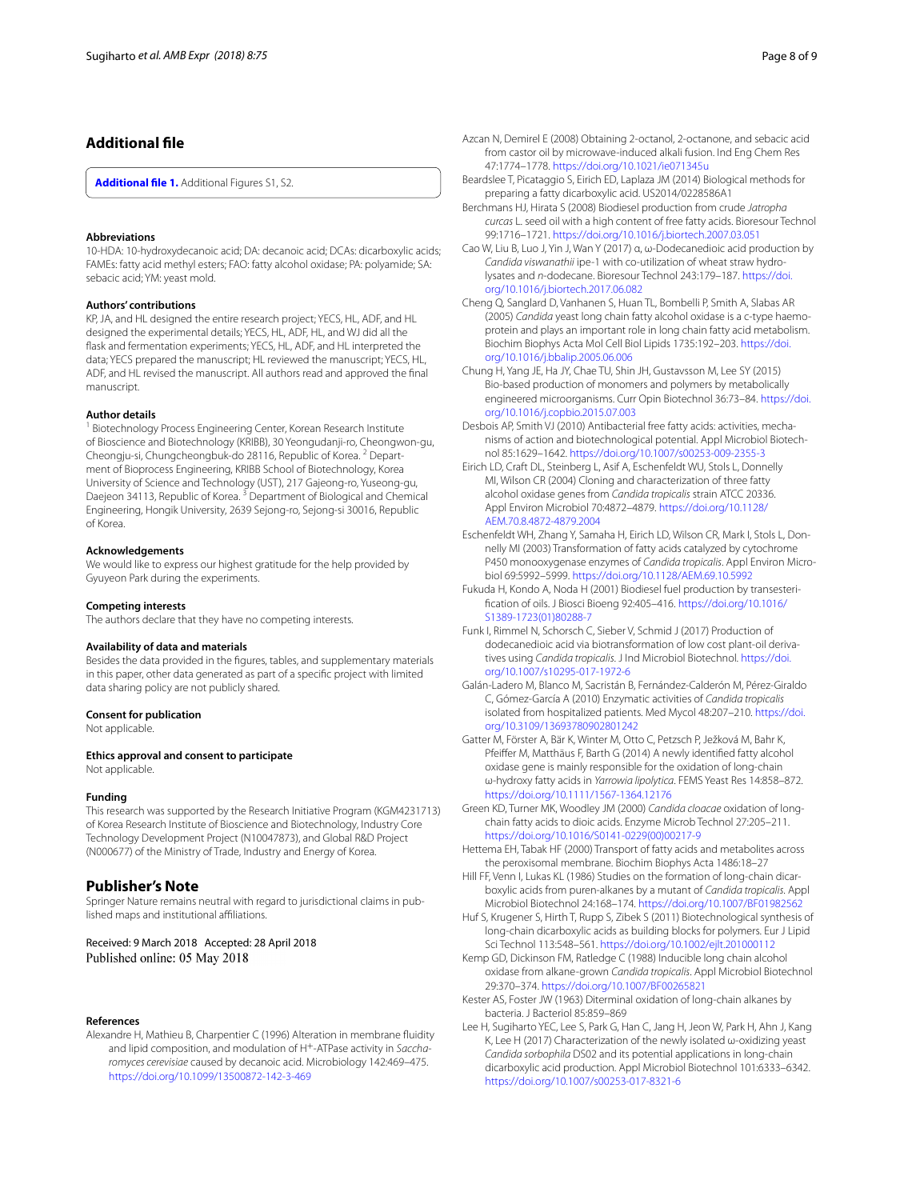## Additional file

**Additional file 1.** Additional Figures S1, S2.

### Abbreviations

10-HDA: 10-hydroxydecanoic acid; DA: decanoic acid; DCAs: dicarboxylic acids; FAMEs: fatty acid methyl esters; FAO: fatty alcohol oxidase; PA: polyamide; SA: sebacic acid; YM: yeast mold.

### Authors' contributions

KP, JA, and HL designed the entire research project; YECS, HL, ADF, and HL designed the experimental details; YECS, HL, ADF, HL, and WJ did all the flask and fermentation experiments; YECS, HL, ADF, and HL interpreted the data; YECS prepared the manuscript; HL reviewed the manuscript; YECS, HL, ADF, and HL revised the manuscript. All authors read and approved the final manuscript.

### Author details

[1] Biotechnology Process Engineering Center, Korean Research Institute of Bioscience and Biotechnology (KRIBB), 30 Yeongudanji-ro, Cheongwon-gu, Cheongju-si, Chungcheongbuk-do 28116, Republic of Korea. [2] Department of Bioprocess Engineering, KRIBB School of Biotechnology, Korea University of Science and Technology (UST), 217 Gajeong-ro, Yuseong-gu, Daejeon 34113, Republic of Korea. [3] Department of Biological and Chemical Engineering, Hongik University, 2639 Sejong-ro, Sejong-si 30016, Republic of Korea.

### Acknowledgements

We would like to express our highest gratitude for the help provided by Gyuyeon Park during the experiments.

### Competing interests

The authors declare that they have no competing interests.

### Availability of data and materials

Besides the data provided in the figures, tables, and supplementary materials in this paper, other data generated as part of a specific project with limited data sharing policy are not publicly shared.

### Consent for publication

Not applicable.

### Ethics approval and consent to participate

Not applicable.

### Funding

This research was supported by the Research Initiative Program (KGM4231713) of Korea Research Institute of Bioscience and Biotechnology, Industry Core Technology Development Project (N10047873), and Global R&D Project (N000677) of the Ministry of Trade, Industry and Energy of Korea.

## Publisher's Note

Springer Nature remains neutral with regard to jurisdictional claims in published maps and institutional affiliations.

Received: 9 March 2018 Accepted: 28 April 2018
Published online: 05 May 2018

### References

Alexandre H, Mathieu B, Charpentier C (1996) Alteration in membrane fluidity and lipid composition, and modulation of $H^+$-ATPase activity in *Saccharomyces cerevisiae* caused by decanoic acid. Microbiology 142:469–475. https://doi.org/10.1099/13500872-142-3-469

Azcan N, Demirel E (2008) Obtaining 2-octanol, 2-octanone, and sebacic acid from castor oil by microwave-induced alkali fusion. Ind Eng Chem Res 47:1774–1778. https://doi.org/10.1021/ie071345u

Beardslee T, Picataggio S, Eirich ED, Laplaza JM (2014) Biological methods for preparing a fatty dicarboxylic acid. US2014/0228586A1

Berchmans HJ, Hirata S (2008) Biodiesel production from crude *Jatropha curcas* L. seed oil with a high content of free fatty acids. Bioresour Technol 99:1716–1721. https://doi.org/10.1016/j.biortech.2007.03.051

Cao W, Liu B, Luo J, Yin J, Wan Y (2017) α, ω-Dodecanedioic acid production by *Candida viswanathii* ipe-1 with co-utilization of wheat straw hydrolysates and *n*-dodecane. Bioresour Technol 243:179–187. https://doi.org/10.1016/j.biortech.2017.06.082

Cheng Q, Sanglard D, Vanhanen S, Huan TL, Bombelli P, Smith A, Slabas AR (2005) *Candida* yeast long chain fatty alcohol oxidase is a c-type haemoprotein and plays an important role in long chain fatty acid metabolism. Biochim Biophys Acta Mol Cell Biol Lipids 1735:192–203. https://doi.org/10.1016/j.bbalip.2005.06.006

Chung H, Yang JE, Ha JY, Chae TU, Shin JH, Gustavsson M, Lee SY (2015) Bio-based production of monomers and polymers by metabolically engineered microorganisms. Curr Opin Biotechnol 36:73–84. https://doi.org/10.1016/j.copbio.2015.07.003

Desbois AP, Smith VJ (2010) Antibacterial free fatty acids: activities, mechanisms of action and biotechnological potential. Appl Microbiol Biotechnol 85:1629–1642. https://doi.org/10.1007/s00253-009-2355-3

Eirich LD, Craft DL, Steinberg L, Asif A, Eschenfeldt WU, Stols L, Donnelly MI, Wilson CR (2004) Cloning and characterization of three fatty alcohol oxidase genes from *Candida tropicalis* strain ATCC 20336. Appl Environ Microbiol 70:4872–4879. https://doi.org/10.1128/AEM.70.8.4872-4879.2004

Eschenfeldt WH, Zhang Y, Samaha H, Eirich LD, Wilson CR, Mark I, Stols L, Donnelly MI (2003) Transformation of fatty acids catalyzed by cytochrome P450 monooxygenase enzymes of *Candida tropicalis*. Appl Environ Microbiol 69:5992–5999. https://doi.org/10.1128/AEM.69.10.5992

Fukuda H, Kondo A, Noda H (2001) Biodiesel fuel production by transesterification of oils. J Biosci Bioeng 92:405–416. https://doi.org/10.1016/S1389-1723(01)80288-7

Funk I, Rimmel N, Schorsch C, Sieber V, Schmid J (2017) Production of dodecanedioic acid via biotransformation of low cost plant-oil derivatives using *Candida tropicalis*. J Ind Microbiol Biotechnol. https://doi.org/10.1007/s10295-017-1972-6

Galán-Ladero M, Blanco M, Sacristán B, Fernández-Calderón M, Pérez-Giraldo C, Gómez-García A (2010) Enzymatic activities of *Candida tropicalis* isolated from hospitalized patients. Med Mycol 48:207–210. https://doi.org/10.3109/13693780902801242

Gatter M, Förster A, Bär K, Winter M, Otto C, Petzsch P, Ježková M, Bahr K, Pfeiffer M, Matthäus F, Barth G (2014) A newly identified fatty alcohol oxidase gene is mainly responsible for the oxidation of long-chain ω-hydroxy fatty acids in *Yarrowia lipolytica*. FEMS Yeast Res 14:858–872. https://doi.org/10.1111/1567-1364.12176

Green KD, Turner MK, Woodley JM (2000) *Candida cloacae* oxidation of long-chain fatty acids to dioic acids. Enzyme Microb Technol 27:205–211. https://doi.org/10.1016/S0141-0229(00)00217-9

Hettema EH, Tabak HF (2000) Transport of fatty acids and metabolites across the peroxisomal membrane. Biochim Biophys Acta 1486:18–27

Hill FF, Venn I, Lukas KL (1986) Studies on the formation of long-chain dicarboxylic acids from puren-alkanes by a mutant of *Candida tropicalis*. Appl Microbiol Biotechnol 24:168–174. https://doi.org/10.1007/BF01982562

Huf S, Krugener S, Hirth T, Rupp S, Zibek S (2011) Biotechnological synthesis of long-chain dicarboxylic acids as building blocks for polymers. Eur J Lipid Sci Technol 113:548–561. https://doi.org/10.1002/ejlt.201000112

Kemp GD, Dickinson FM, Ratledge C (1988) Inducible long chain alcohol oxidase from alkane-grown *Candida tropicalis*. Appl Microbiol Biotechnol 29:370–374. https://doi.org/10.1007/BF00265821

Kester AS, Foster JW (1963) Diterminal oxidation of long-chain alkanes by bacteria. J Bacteriol 85:859–869

Lee H, Sugiharto YEC, Lee S, Park G, Han C, Jang H, Jeon W, Park H, Ahn J, Kang K, Lee H (2017) Characterization of the newly isolated ω-oxidizing yeast *Candida sorbophila* DS02 and its potential applications in long-chain dicarboxylic acid production. Appl Microbiol Biotechnol 101:6333–6342. https://doi.org/10.1007/s00253-017-8321-6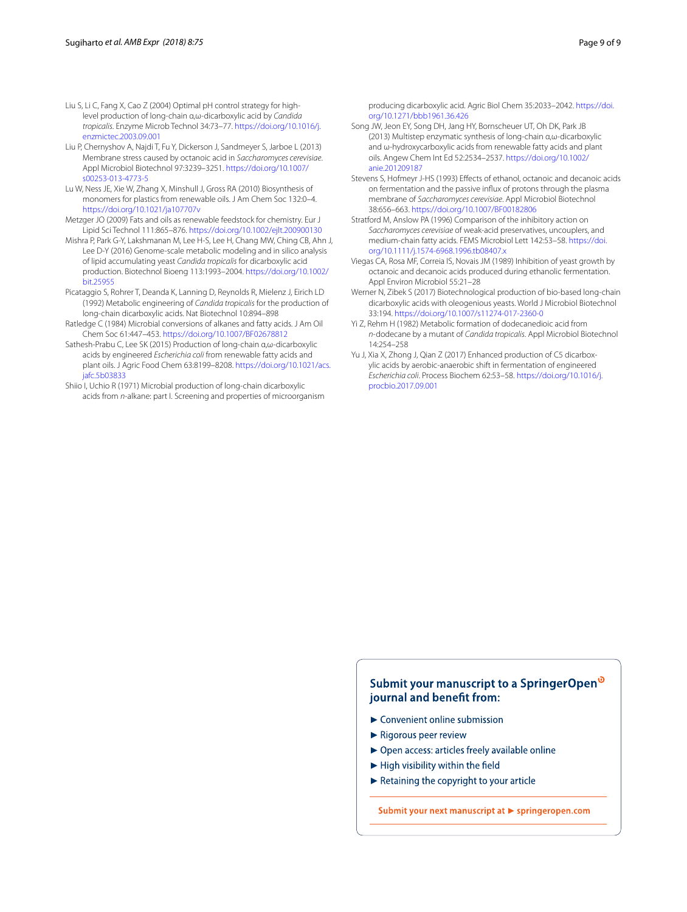Liu S, Li C, Fang X, Cao Z (2004) Optimal pH control strategy for high-level production of long-chain α,ω-dicarboxylic acid by *Candida tropicalis*. Enzyme Microb Technol 34:73–77. https://doi.org/10.1016/j.enzmictec.2003.09.001

Liu P, Chernyshov A, Najdi T, Fu Y, Dickerson J, Sandmeyer S, Jarboe L (2013) Membrane stress caused by octanoic acid in *Saccharomyces cerevisiae*. Appl Microbiol Biotechnol 97:3239–3251. https://doi.org/10.1007/s00253-013-4773-5

Lu W, Ness JE, Xie W, Zhang X, Minshull J, Gross RA (2010) Biosynthesis of monomers for plastics from renewable oils. J Am Chem Soc 132:0–4. https://doi.org/10.1021/ja107707v

Metzger JO (2009) Fats and oils as renewable feedstock for chemistry. Eur J Lipid Sci Technol 111:865–876. https://doi.org/10.1002/ejlt.200900130

Mishra P, Park G-Y, Lakshmanan M, Lee H-S, Lee H, Chang MW, Ching CB, Ahn J, Lee D-Y (2016) Genome-scale metabolic modeling and in silico analysis of lipid accumulating yeast *Candida tropicalis* for dicarboxylic acid production. Biotechnol Bioeng 113:1993–2004. https://doi.org/10.1002/bit.25955

Picataggio S, Rohrer T, Deanda K, Lanning D, Reynolds R, Mielenz J, Eirich LD (1992) Metabolic engineering of *Candida tropicalis* for the production of long-chain dicarboxylic acids. Nat Biotechnol 10:894–898

Ratledge C (1984) Microbial conversions of alkanes and fatty acids. J Am Oil Chem Soc 61:447–453. https://doi.org/10.1007/BF02678812

Sathesh-Prabu C, Lee SK (2015) Production of long-chain α,ω-dicarboxylic acids by engineered *Escherichia coli* from renewable fatty acids and plant oils. J Agric Food Chem 63:8199–8208. https://doi.org/10.1021/acs.jafc.5b03833

Shiio I, Uchio R (1971) Microbial production of long-chain dicarboxylic acids from *n*-alkane: part I. Screening and properties of microorganism producing dicarboxylic acid. Agric Biol Chem 35:2033–2042. https://doi.org/10.1271/bbb1961.36.426

Song JW, Jeon EY, Song DH, Jang HY, Bornscheuer UT, Oh DK, Park JB (2013) Multistep enzymatic synthesis of long-chain α,ω-dicarboxylic and ω-hydroxycarboxylic acids from renewable fatty acids and plant oils. Angew Chem Int Ed 52:2534–2537. https://doi.org/10.1002/anie.201209187

Stevens S, Hofmeyr J-HS (1993) Effects of ethanol, octanoic and decanoic acids on fermentation and the passive influx of protons through the plasma membrane of *Saccharomyces cerevisiae*. Appl Microbiol Biotechnol 38:656–663. https://doi.org/10.1007/BF00182806

Stratford M, Anslow PA (1996) Comparison of the inhibitory action on *Saccharomyces cerevisiae* of weak-acid preservatives, uncouplers, and medium-chain fatty acids. FEMS Microbiol Lett 142:53–58. https://doi.org/10.1111/j.1574-6968.1996.tb08407.x

Viegas CA, Rosa MF, Correia IS, Novais JM (1989) Inhibition of yeast growth by octanoic and decanoic acids produced during ethanolic fermentation. Appl Environ Microbiol 55:21–28

Werner N, Zibek S (2017) Biotechnological production of bio-based long-chain dicarboxylic acids with oleogenious yeasts. World J Microbiol Biotechnol 33:194. https://doi.org/10.1007/s11274-017-2360-0

Yi Z, Rehm H (1982) Metabolic formation of dodecanedioic acid from *n*-dodecane by a mutant of *Candida tropicalis*. Appl Microbiol Biotechnol 14:254–258

Yu J, Xia X, Zhong J, Qian Z (2017) Enhanced production of C5 dicarboxylic acids by aerobic-anaerobic shift in fermentation of engineered *Escherichia coli*. Process Biochem 62:53–58. https://doi.org/10.1016/j.procbio.2017.09.001

**Submit your manuscript to a SpringerOpen journal and benefit from:**

- ► Convenient online submission
- ► Rigorous peer review
- ► Open access: articles freely available online
- ► High visibility within the field
- ► Retaining the copyright to your article

**Submit your next manuscript at ► springeropen.com**